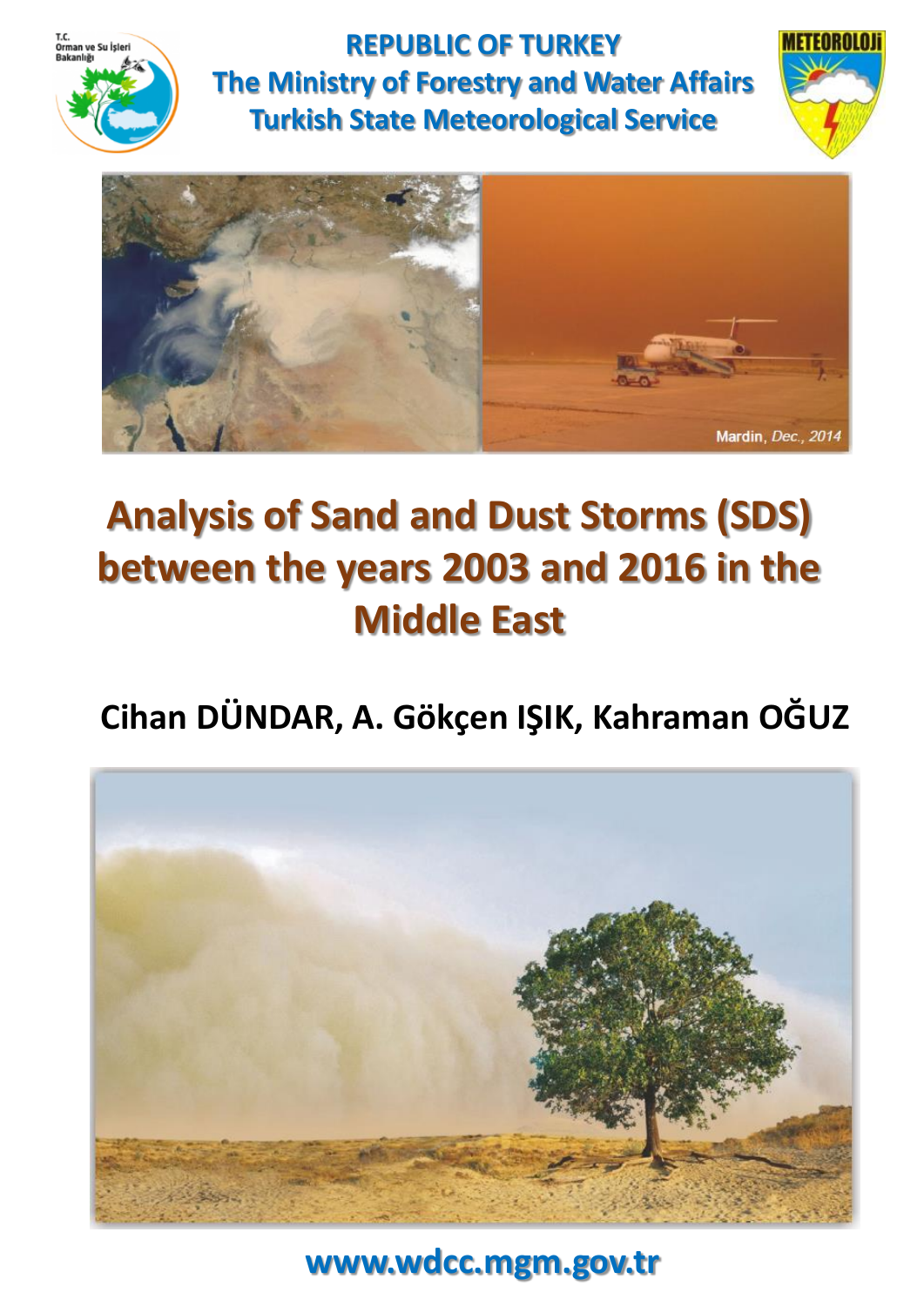REPUBLIC OF TURKEY
The Ministry of Forestry and Water Affairs
Turkish State Meteorological Service

Mardin, *Dec., 2014*

# Analysis of Sand and Dust Storms (SDS) between the years 2003 and 2016 in the Middle East

**Cihan DÜNDAR, A. Gökçen IŞIK, Kahraman OĞUZ**

www.wdcc.mgm.gov.tr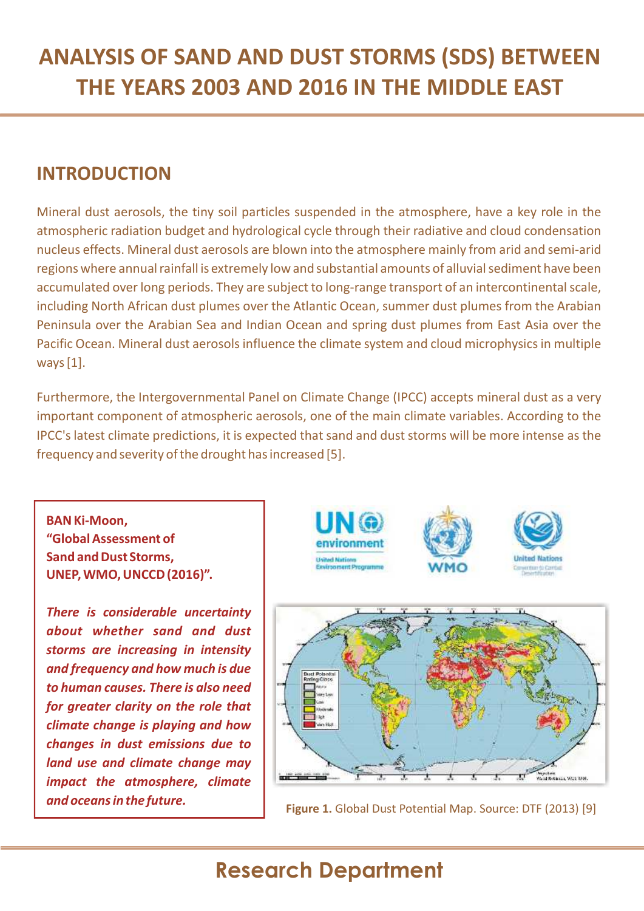# ANALYSIS OF SAND AND DUST STORMS (SDS) BETWEEN THE YEARS 2003 AND 2016 IN THE MIDDLE EAST

## INTRODUCTION

Mineral dust aerosols, the tiny soil particles suspended in the atmosphere, have a key role in the atmospheric radiation budget and hydrological cycle through their radiative and cloud condensation nucleus effects. Mineral dust aerosols are blown into the atmosphere mainly from arid and semi-arid regions where annual rainfall is extremely low and substantial amounts of alluvial sediment have been accumulated over long periods. They are subject to long-range transport of an intercontinental scale, including North African dust plumes over the Atlantic Ocean, summer dust plumes from the Arabian Peninsula over the Arabian Sea and Indian Ocean and spring dust plumes from East Asia over the Pacific Ocean. Mineral dust aerosols influence the climate system and cloud microphysics in multiple ways [1].

Furthermore, the Intergovernmental Panel on Climate Change (IPCC) accepts mineral dust as a very important component of atmospheric aerosols, one of the main climate variables. According to the IPCC's latest climate predictions, it is expected that sand and dust storms will be more intense as the frequency and severity of the drought has increased [5].

**BAN Ki-Moon, "Global Assessment of Sand and Dust Storms, UNEP, WMO, UNCCD (2016)".**

***There is considerable uncertainty about whether sand and dust storms are increasing in intensity and frequency and how much is due to human causes. There is also need for greater clarity on the role that climate change is playing and how changes in dust emissions due to land use and climate change may impact the atmosphere, climate and oceans in the future.***

**Figure 1.** Global Dust Potential Map. Source: DTF (2013) [9]

## Research Department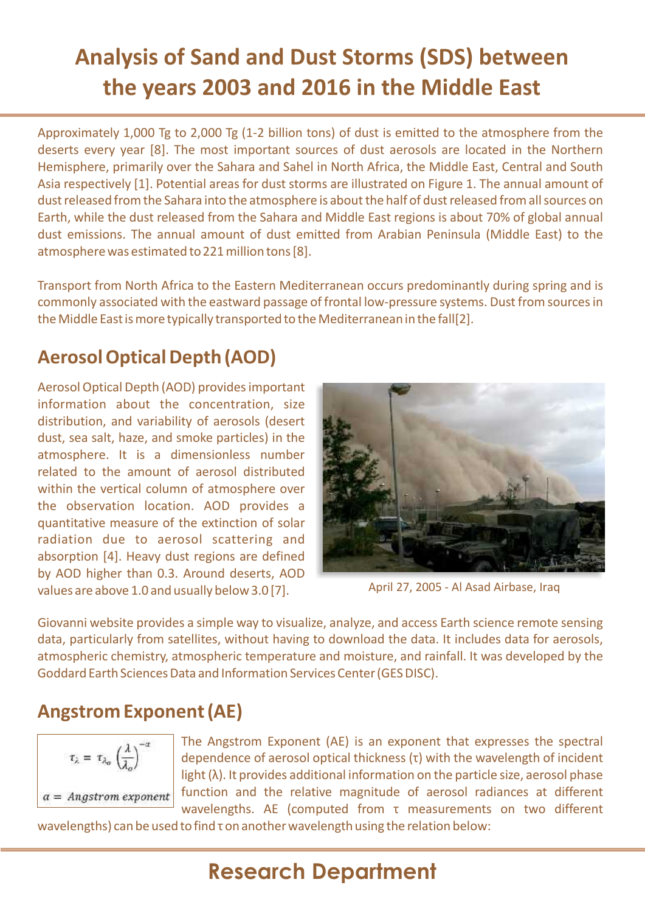# Analysis of Sand and Dust Storms (SDS) between the years 2003 and 2016 in the Middle East

Approximately 1,000 Tg to 2,000 Tg (1-2 billion tons) of dust is emitted to the atmosphere from the deserts every year [8]. The most important sources of dust aerosols are located in the Northern Hemisphere, primarily over the Sahara and Sahel in North Africa, the Middle East, Central and South Asia respectively [1]. Potential areas for dust storms are illustrated on Figure 1. The annual amount of dust released from the Sahara into the atmosphere is about the half of dust released from all sources on Earth, while the dust released from the Sahara and Middle East regions is about 70% of global annual dust emissions. The annual amount of dust emitted from Arabian Peninsula (Middle East) to the atmosphere was estimated to 221 million tons [8].

Transport from North Africa to the Eastern Mediterranean occurs predominantly during spring and is commonly associated with the eastward passage of frontal low-pressure systems. Dust from sources in the Middle East is more typically transported to the Mediterranean in the fall[2].

## Aerosol Optical Depth (AOD)

Aerosol Optical Depth (AOD) provides important information about the concentration, size distribution, and variability of aerosols (desert dust, sea salt, haze, and smoke particles) in the atmosphere. It is a dimensionless number related to the amount of aerosol distributed within the vertical column of atmosphere over the observation location. AOD provides a quantitative measure of the extinction of solar radiation due to aerosol scattering and absorption [4]. Heavy dust regions are defined by AOD higher than 0.3. Around deserts, AOD values are above 1.0 and usually below 3.0 [7].

April 27, 2005 - Al Asad Airbase, Iraq

Giovanni website provides a simple way to visualize, analyze, and access Earth science remote sensing data, particularly from satellites, without having to download the data. It includes data for aerosols, atmospheric chemistry, atmospheric temperature and moisture, and rainfall. It was developed by the Goddard Earth Sciences Data and Information Services Center (GES DISC).

## Angstrom Exponent (AE)

$$\tau_{\lambda} = \tau_{\lambda_o} \left(\frac{\lambda}{\lambda_o}\right)^{-\alpha}$$

$\alpha$ = *Angstrom exponent*

The Angstrom Exponent (AE) is an exponent that expresses the spectral dependence of aerosol optical thickness ($\tau$) with the wavelength of incident light ($\lambda$). It provides additional information on the particle size, aerosol phase function and the relative magnitude of aerosol radiances at different wavelengths. AE (computed from $\tau$ measurements on two different wavelengths) can be used to find $\tau$ on another wavelength using the relation below: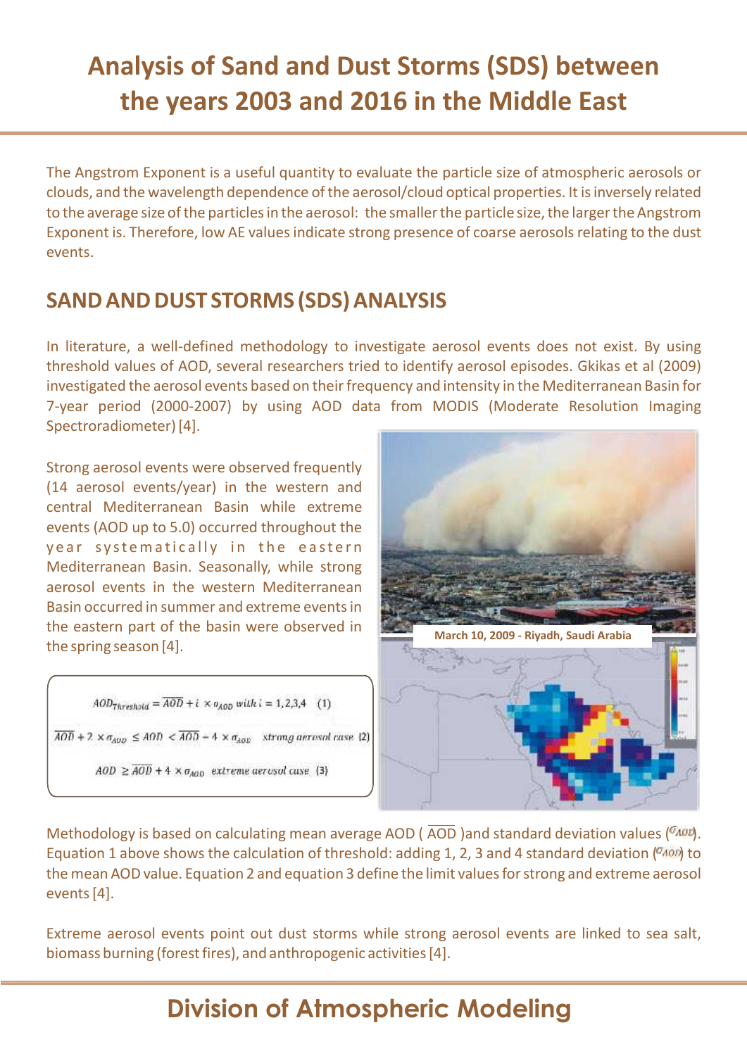# Analysis of Sand and Dust Storms (SDS) between the years 2003 and 2016 in the Middle East

The Angstrom Exponent is a useful quantity to evaluate the particle size of atmospheric aerosols or clouds, and the wavelength dependence of the aerosol/cloud optical properties. It is inversely related to the average size of the particles in the aerosol: the smaller the particle size, the larger the Angstrom Exponent is. Therefore, low AE values indicate strong presence of coarse aerosols relating to the dust events.

## SAND AND DUST STORMS (SDS) ANALYSIS

In literature, a well-defined methodology to investigate aerosol events does not exist. By using threshold values of AOD, several researchers tried to identify aerosol episodes. Gkikas et al (2009) investigated the aerosol events based on their frequency and intensity in the Mediterranean Basin for 7-year period (2000-2007) by using AOD data from MODIS (Moderate Resolution Imaging Spectroradiometer) [4].

Strong aerosol events were observed frequently (14 aerosol events/year) in the western and central Mediterranean Basin while extreme events (AOD up to 5.0) occurred throughout the year systematically in the eastern Mediterranean Basin. Seasonally, while strong aerosol events in the western Mediterranean Basin occurred in summer and extreme events in the eastern part of the basin were observed in the spring season [4].

March 10, 2009 - Riyadh, Saudi Arabia

$$AOD_{Threshold} = \overline{AOD} + i \times \sigma_{AOD} \ \ with\ i = 1,2,3,4 \quad (1)$$

$$\overline{AOD} + 2 \times \sigma_{AOD} \leq AOD < \overline{AOD} + 4 \times \sigma_{AOD} \quad strong\ aerosol\ case \quad (2)$$

$$AOD \geq \overline{AOD} + 4 \times \sigma_{AOD} \quad extreme\ aerosol\ case \quad (3)$$

Methodology is based on calculating mean average AOD ( $\overline{AOD}$ )and standard deviation values ($\sigma_{AOD}$). Equation 1 above shows the calculation of threshold: adding 1, 2, 3 and 4 standard deviation ($\sigma_{AOD}$) to the mean AOD value. Equation 2 and equation 3 define the limit values for strong and extreme aerosol events [4].

Extreme aerosol events point out dust storms while strong aerosol events are linked to sea salt, biomass burning (forest fires), and anthropogenic activities [4].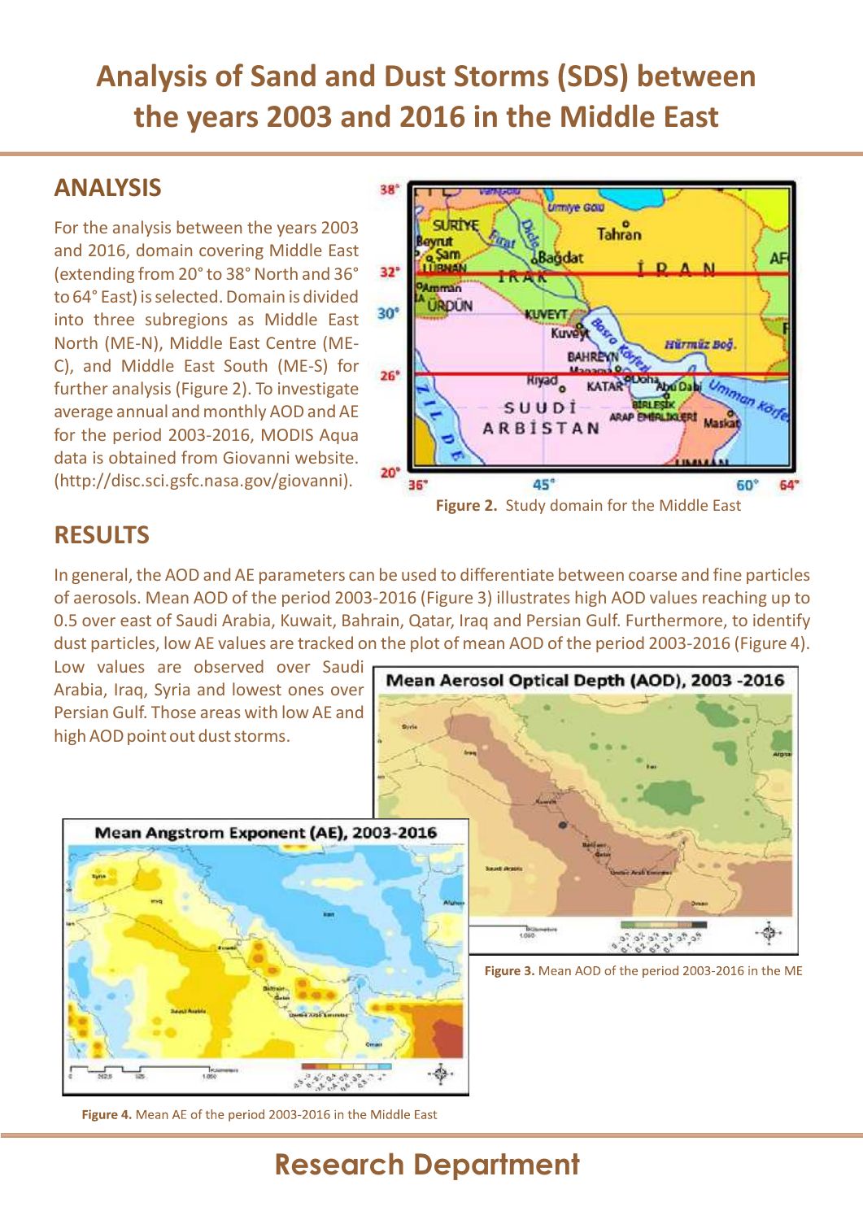# Analysis of Sand and Dust Storms (SDS) between the years 2003 and 2016 in the Middle East

## ANALYSIS

For the analysis between the years 2003 and 2016, domain covering Middle East (extending from 20° to 38° North and 36° to 64° East) is selected. Domain is divided into three subregions as Middle East North (ME-N), Middle East Centre (ME-C), and Middle East South (ME-S) for further analysis (Figure 2). To investigate average annual and monthly AOD and AE for the period 2003-2016, MODIS Aqua data is obtained from Giovanni website. (http://disc.sci.gsfc.nasa.gov/giovanni).

**Figure 2.** Study domain for the Middle East

## RESULTS

In general, the AOD and AE parameters can be used to differentiate between coarse and fine particles of aerosols. Mean AOD of the period 2003-2016 (Figure 3) illustrates high AOD values reaching up to 0.5 over east of Saudi Arabia, Kuwait, Bahrain, Qatar, Iraq and Persian Gulf. Furthermore, to identify dust particles, low AE values are tracked on the plot of mean AOD of the period 2003-2016 (Figure 4). Low values are observed over Saudi Arabia, Iraq, Syria and lowest ones over Persian Gulf. Those areas with low AE and high AOD point out dust storms.

**Figure 3.** Mean AOD of the period 2003-2016 in the ME

**Figure 4.** Mean AE of the period 2003-2016 in the Middle East

## Research Department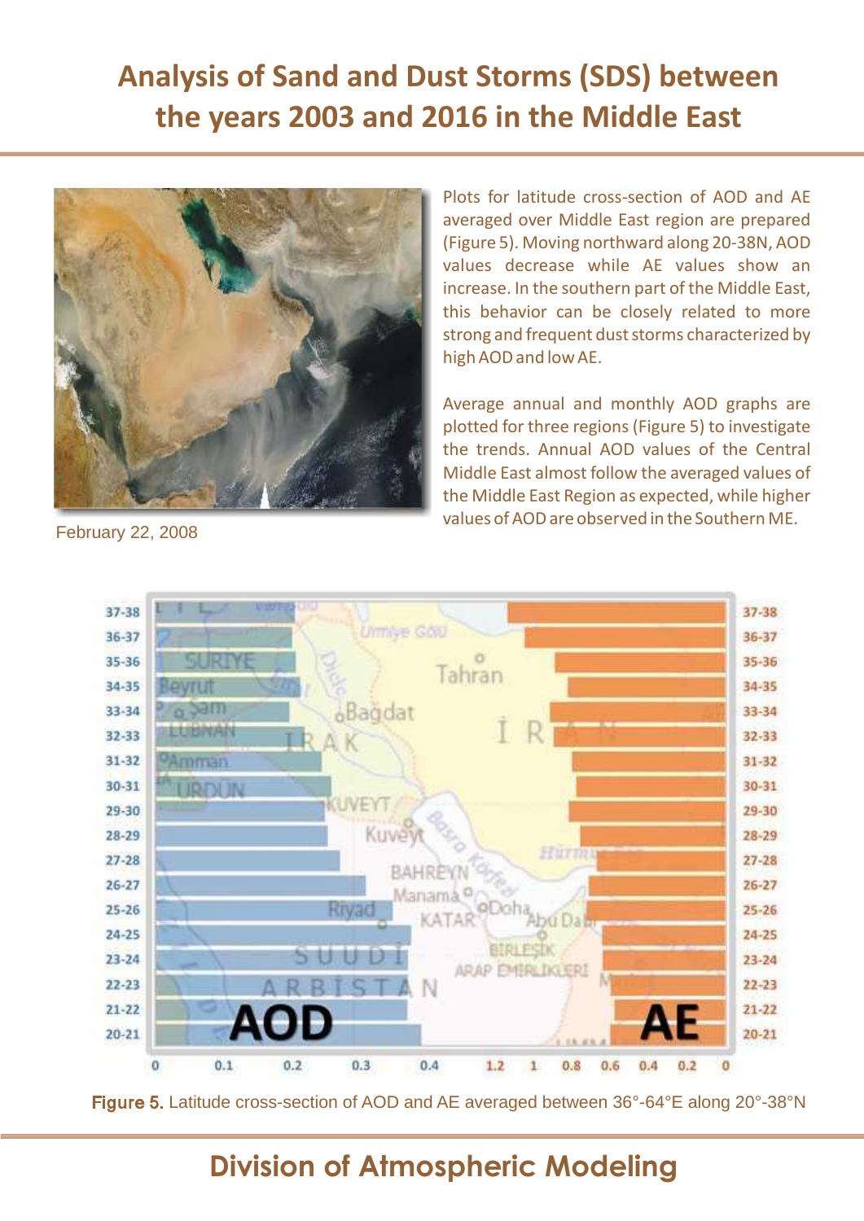# Analysis of Sand and Dust Storms (SDS) between the years 2003 and 2016 in the Middle East

February 22, 2008

Plots for latitude cross-section of AOD and AE averaged over Middle East region are prepared (Figure 5). Moving northward along 20-38N, AOD values decrease while AE values show an increase. In the southern part of the Middle East, this behavior can be closely related to more strong and frequent dust storms characterized by high AOD and low AE.

Average annual and monthly AOD graphs are plotted for three regions (Figure 5) to investigate the trends. Annual AOD values of the Central Middle East almost follow the averaged values of the Middle East Region as expected, while higher values of AOD are observed in the Southern ME.

**Figure 5.** Latitude cross-section of AOD and AE averaged between 36°-64°E along 20°-38°N

## Division of Atmospheric Modeling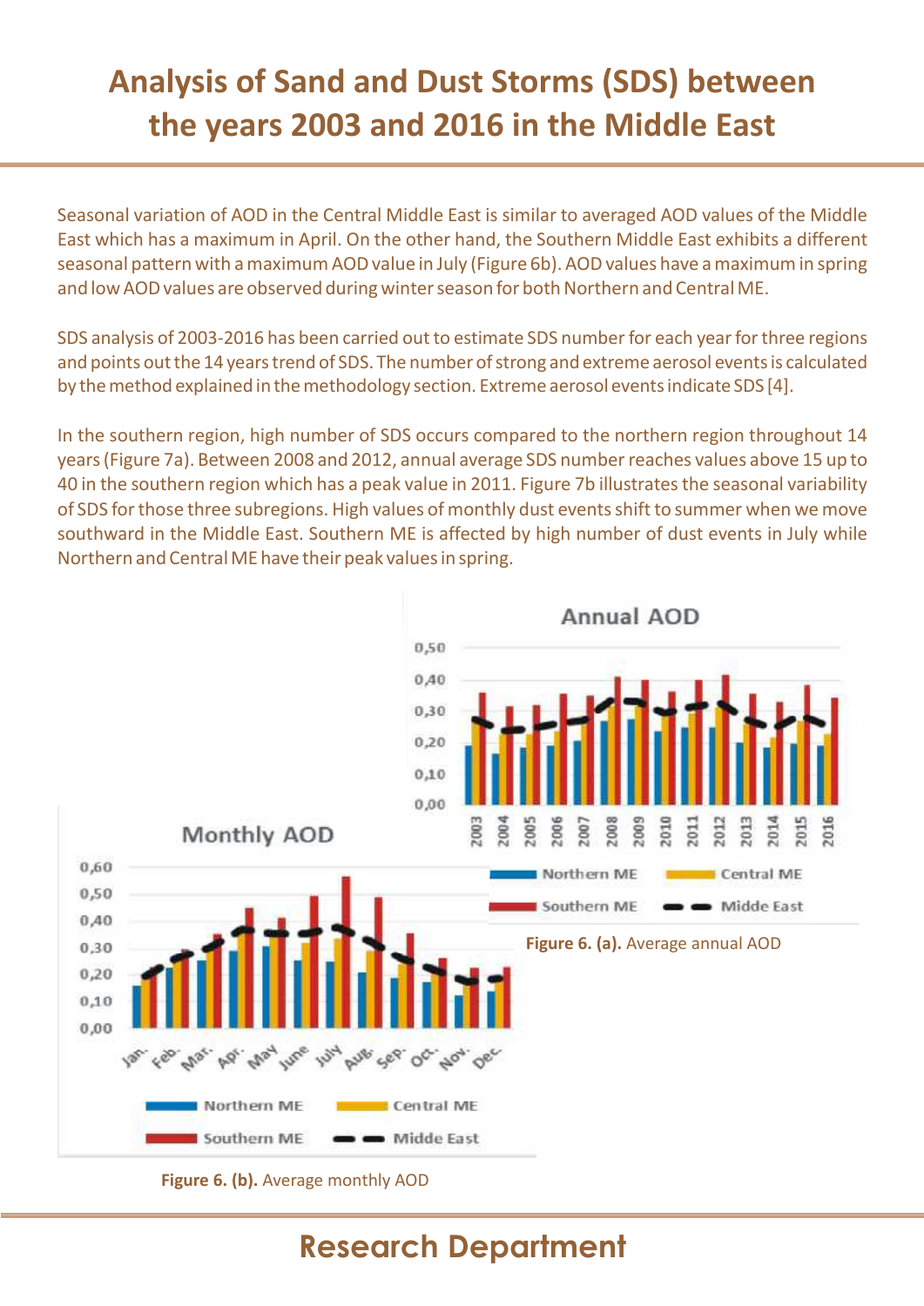# Analysis of Sand and Dust Storms (SDS) between the years 2003 and 2016 in the Middle East

Seasonal variation of AOD in the Central Middle East is similar to averaged AOD values of the Middle East which has a maximum in April. On the other hand, the Southern Middle East exhibits a different seasonal pattern with a maximum AOD value in July (Figure 6b). AOD values have a maximum in spring and low AOD values are observed during winter season for both Northern and Central ME.

SDS analysis of 2003-2016 has been carried out to estimate SDS number for each year for three regions and points out the 14 years trend of SDS. The number of strong and extreme aerosol events is calculated by the method explained in the methodology section. Extreme aerosol events indicate SDS [4].

In the southern region, high number of SDS occurs compared to the northern region throughout 14 years (Figure 7a). Between 2008 and 2012, annual average SDS number reaches values above 15 up to 40 in the southern region which has a peak value in 2011. Figure 7b illustrates the seasonal variability of SDS for those three subregions. High values of monthly dust events shift to summer when we move southward in the Middle East. Southern ME is affected by high number of dust events in July while Northern and Central ME have their peak values in spring.

**Figure 6. (a).** Average annual AOD

**Figure 6. (b).** Average monthly AOD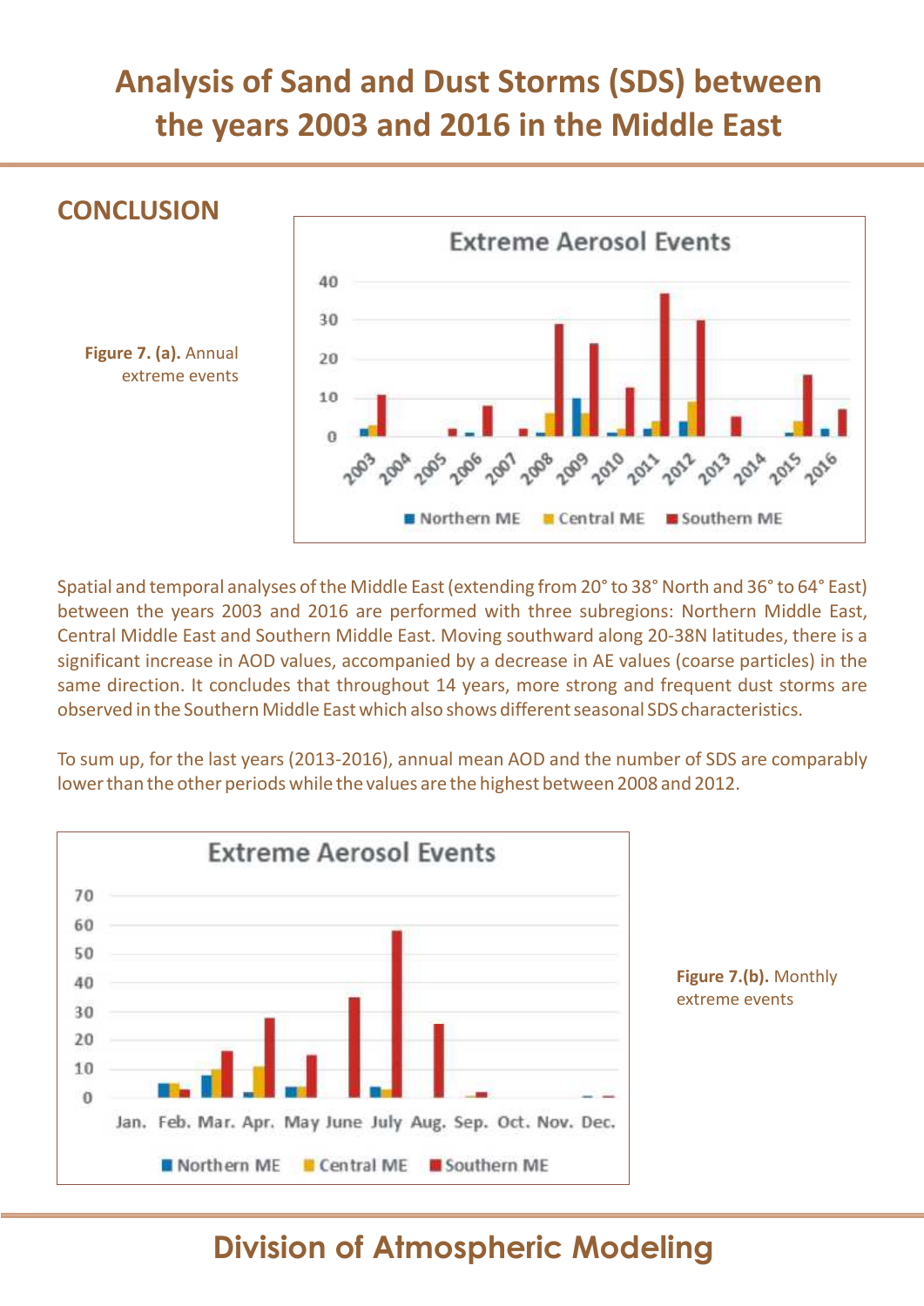# Analysis of Sand and Dust Storms (SDS) between the years 2003 and 2016 in the Middle East

## CONCLUSION

**Figure 7. (a).** Annual extreme events

Spatial and temporal analyses of the Middle East (extending from 20° to 38° North and 36° to 64° East) between the years 2003 and 2016 are performed with three subregions: Northern Middle East, Central Middle East and Southern Middle East. Moving southward along 20-38N latitudes, there is a significant increase in AOD values, accompanied by a decrease in AE values (coarse particles) in the same direction. It concludes that throughout 14 years, more strong and frequent dust storms are observed in the Southern Middle East which also shows different seasonal SDS characteristics.

To sum up, for the last years (2013-2016), annual mean AOD and the number of SDS are comparably lower than the other periods while the values are the highest between 2008 and 2012.

**Figure 7.(b).** Monthly extreme events

Division of Atmospheric Modeling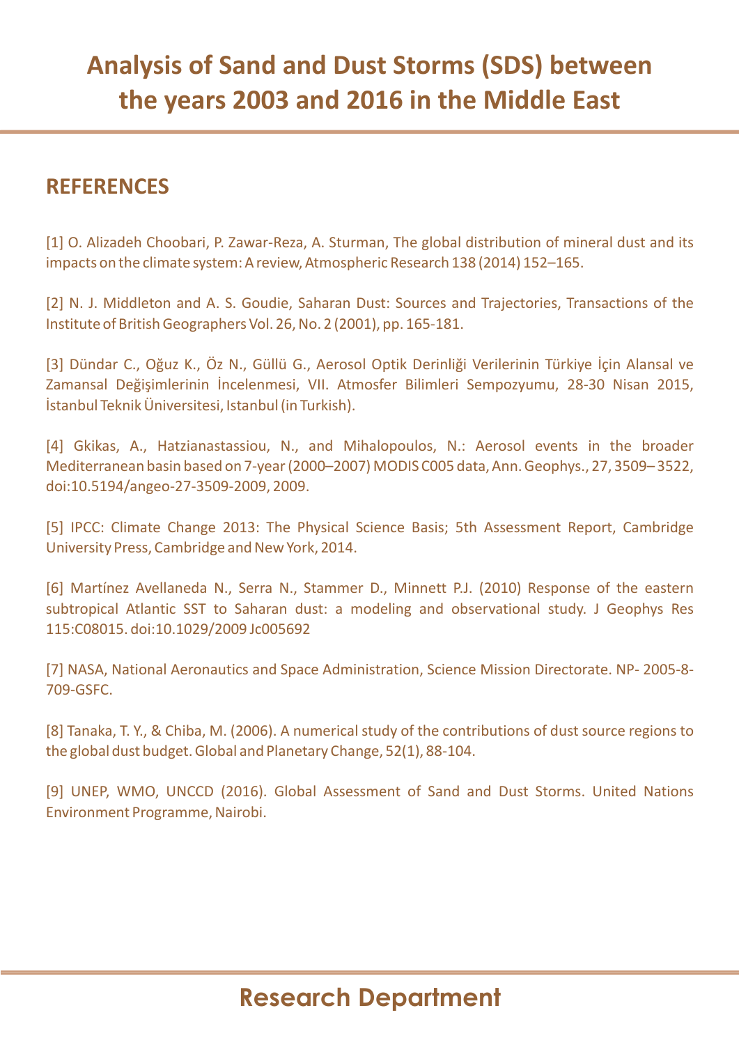## REFERENCES

[1] O. Alizadeh Choobari, P. Zawar-Reza, A. Sturman, The global distribution of mineral dust and its impacts on the climate system: A review, Atmospheric Research 138 (2014) 152–165.

[2] N. J. Middleton and A. S. Goudie, Saharan Dust: Sources and Trajectories, Transactions of the Institute of British Geographers Vol. 26, No. 2 (2001), pp. 165-181.

[3] Dündar C., Oğuz K., Öz N., Güllü G., Aerosol Optik Derinliği Verilerinin Türkiye İçin Alansal ve Zamansal Değişimlerinin İncelenmesi, VII. Atmosfer Bilimleri Sempozyumu, 28-30 Nisan 2015, İstanbul Teknik Üniversitesi, Istanbul (in Turkish).

[4] Gkikas, A., Hatzianastassiou, N., and Mihalopoulos, N.: Aerosol events in the broader Mediterranean basin based on 7-year (2000–2007) MODIS C005 data, Ann. Geophys., 27, 3509– 3522, doi:10.5194/angeo-27-3509-2009, 2009.

[5] IPCC: Climate Change 2013: The Physical Science Basis; 5th Assessment Report, Cambridge University Press, Cambridge and New York, 2014.

[6] Martínez Avellaneda N., Serra N., Stammer D., Minnett P.J. (2010) Response of the eastern subtropical Atlantic SST to Saharan dust: a modeling and observational study. J Geophys Res 115:C08015. doi:10.1029/2009 Jc005692

[7] NASA, National Aeronautics and Space Administration, Science Mission Directorate. NP- 2005-8-709-GSFC.

[8] Tanaka, T. Y., & Chiba, M. (2006). A numerical study of the contributions of dust source regions to the global dust budget. Global and Planetary Change, 52(1), 88-104.

[9] UNEP, WMO, UNCCD (2016). Global Assessment of Sand and Dust Storms. United Nations Environment Programme, Nairobi.